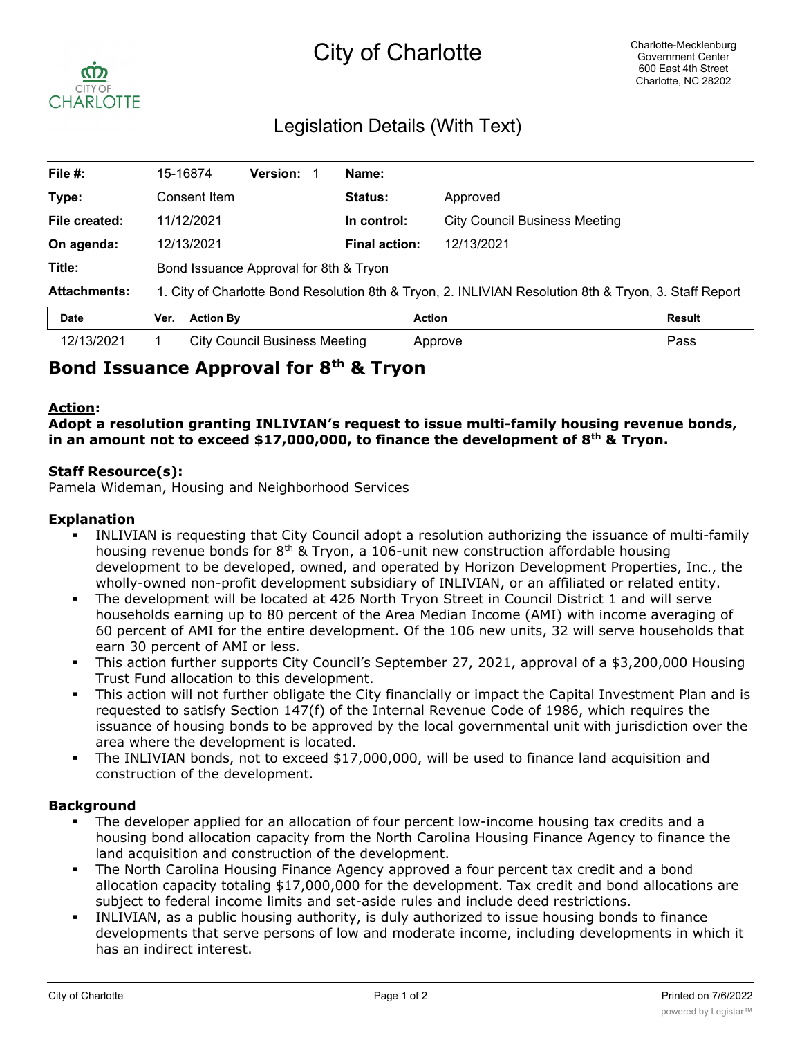# City of Charlotte

Charlotte-Mecklenburg Government Center
600 East 4th Street
Charlotte, NC 28202

## Legislation Details (With Text)

| | | | |
|---|---|---|---|
| **File #:** | 15-16874 **Version:** 1 | **Name:** | |
| **Type:** | Consent Item | **Status:** | Approved |
| **File created:** | 11/12/2021 | **In control:** | City Council Business Meeting |
| **On agenda:** | 12/13/2021 | **Final action:** | 12/13/2021 |
| **Title:** | Bond Issuance Approval for 8th & Tryon | | |
| **Attachments:** | 1. City of Charlotte Bond Resolution 8th & Tryon, 2. INLIVIAN Resolution 8th & Tryon, 3. Staff Report | | |

| Date | Ver. | Action By | Action | Result |
|---|---|---|---|---|
| 12/13/2021 | 1 | City Council Business Meeting | Approve | Pass |

# Bond Issuance Approval for 8th & Tryon

**Action:**

**Adopt a resolution granting INLIVIAN's request to issue multi-family housing revenue bonds, in an amount not to exceed $17,000,000, to finance the development of 8th & Tryon.**

**Staff Resource(s):**

Pamela Wideman, Housing and Neighborhood Services

### Explanation

- INLIVIAN is requesting that City Council adopt a resolution authorizing the issuance of multi-family housing revenue bonds for 8th & Tryon, a 106-unit new construction affordable housing development to be developed, owned, and operated by Horizon Development Properties, Inc., the wholly-owned non-profit development subsidiary of INLIVIAN, or an affiliated or related entity.
- The development will be located at 426 North Tryon Street in Council District 1 and will serve households earning up to 80 percent of the Area Median Income (AMI) with income averaging of 60 percent of AMI for the entire development. Of the 106 new units, 32 will serve households that earn 30 percent of AMI or less.
- This action further supports City Council's September 27, 2021, approval of a $3,200,000 Housing Trust Fund allocation to this development.
- This action will not further obligate the City financially or impact the Capital Investment Plan and is requested to satisfy Section 147(f) of the Internal Revenue Code of 1986, which requires the issuance of housing bonds to be approved by the local governmental unit with jurisdiction over the area where the development is located.
- The INLIVIAN bonds, not to exceed $17,000,000, will be used to finance land acquisition and construction of the development.

### Background

- The developer applied for an allocation of four percent low-income housing tax credits and a housing bond allocation capacity from the North Carolina Housing Finance Agency to finance the land acquisition and construction of the development.
- The North Carolina Housing Finance Agency approved a four percent tax credit and a bond allocation capacity totaling $17,000,000 for the development. Tax credit and bond allocations are subject to federal income limits and set-aside rules and include deed restrictions.
- INLIVIAN, as a public housing authority, is duly authorized to issue housing bonds to finance developments that serve persons of low and moderate income, including developments in which it has an indirect interest.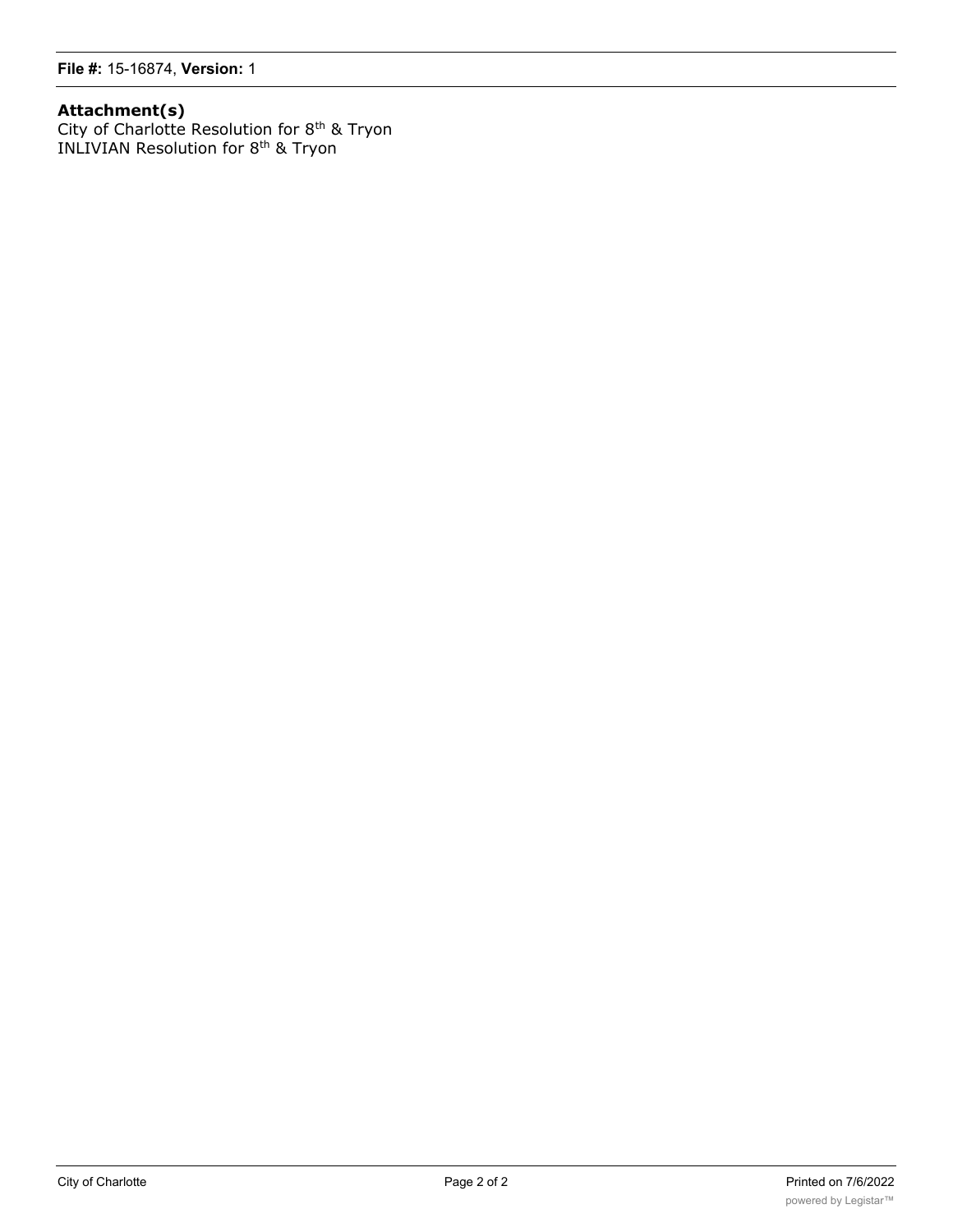**File #:** 15-16874, **Version:** 1

## Attachment(s)

City of Charlotte Resolution for 8th & Tryon
INLIVIAN Resolution for 8th & Tryon